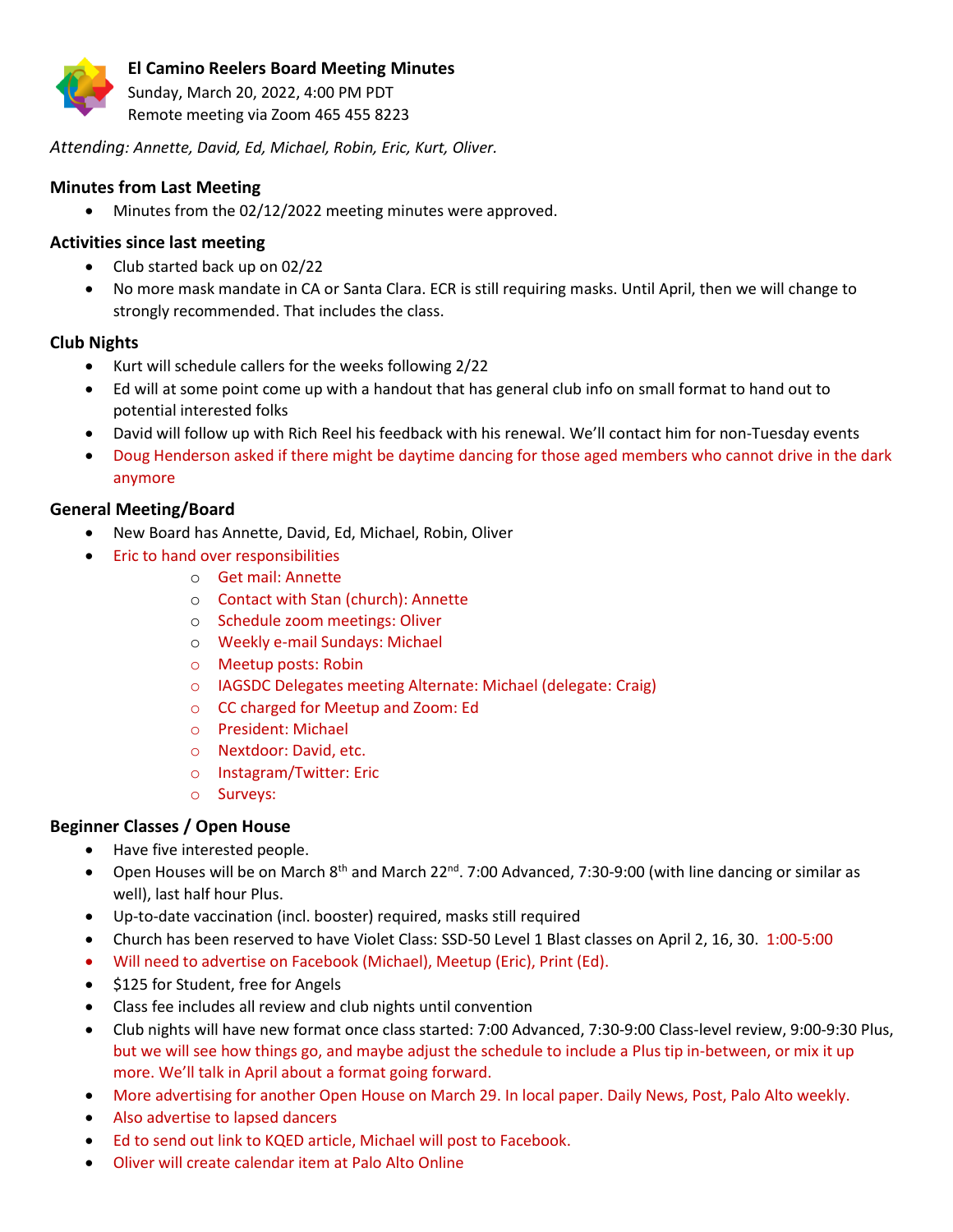**El Camino Reelers Board Meeting Minutes**
Sunday, March 20, 2022, 4:00 PM PDT
Remote meeting via Zoom 465 455 8223

*Attending: Annette, David, Ed, Michael, Robin, Eric, Kurt, Oliver.*

### Minutes from Last Meeting

- Minutes from the 02/12/2022 meeting minutes were approved.

### Activities since last meeting

- Club started back up on 02/22
- No more mask mandate in CA or Santa Clara. ECR is still requiring masks. Until April, then we will change to strongly recommended. That includes the class.

### Club Nights

- Kurt will schedule callers for the weeks following 2/22
- Ed will at some point come up with a handout that has general club info on small format to hand out to potential interested folks
- David will follow up with Rich Reel his feedback with his renewal. We'll contact him for non-Tuesday events
- Doug Henderson asked if there might be daytime dancing for those aged members who cannot drive in the dark anymore

### General Meeting/Board

- New Board has Annette, David, Ed, Michael, Robin, Oliver
- Eric to hand over responsibilities
  - Get mail: Annette
  - Contact with Stan (church): Annette
  - Schedule zoom meetings: Oliver
  - Weekly e-mail Sundays: Michael
  - Meetup posts: Robin
  - IAGSDC Delegates meeting Alternate: Michael (delegate: Craig)
  - CC charged for Meetup and Zoom: Ed
  - President: Michael
  - Nextdoor: David, etc.
  - Instagram/Twitter: Eric
  - Surveys:

### Beginner Classes / Open House

- Have five interested people.
- Open Houses will be on March 8th and March 22nd. 7:00 Advanced, 7:30-9:00 (with line dancing or similar as well), last half hour Plus.
- Up-to-date vaccination (incl. booster) required, masks still required
- Church has been reserved to have Violet Class: SSD-50 Level 1 Blast classes on April 2, 16, 30. 1:00-5:00
- Will need to advertise on Facebook (Michael), Meetup (Eric), Print (Ed).
- $125 for Student, free for Angels
- Class fee includes all review and club nights until convention
- Club nights will have new format once class started: 7:00 Advanced, 7:30-9:00 Class-level review, 9:00-9:30 Plus, but we will see how things go, and maybe adjust the schedule to include a Plus tip in-between, or mix it up more. We'll talk in April about a format going forward.
- More advertising for another Open House on March 29. In local paper. Daily News, Post, Palo Alto weekly.
- Also advertise to lapsed dancers
- Ed to send out link to KQED article, Michael will post to Facebook.
- Oliver will create calendar item at Palo Alto Online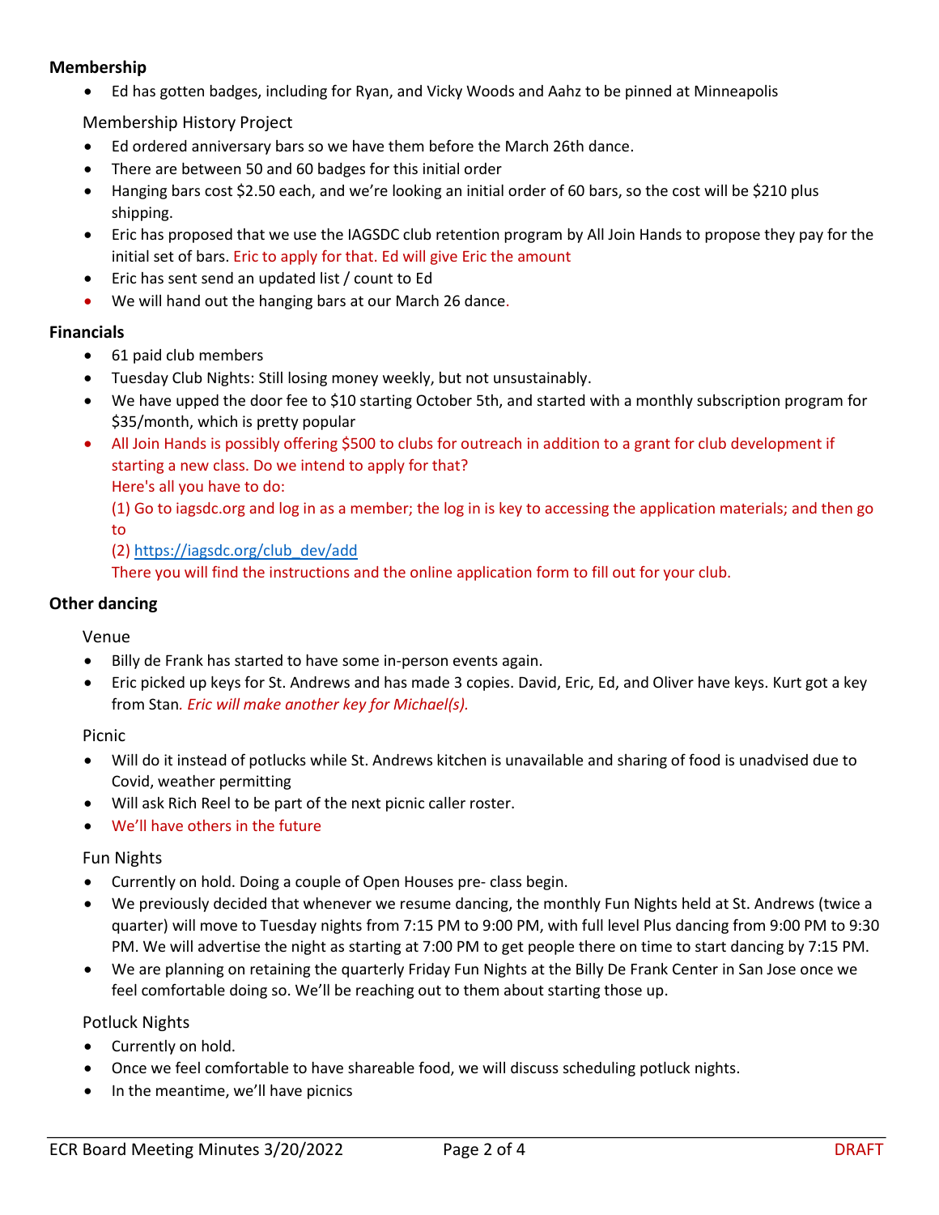## Membership

- Ed has gotten badges, including for Ryan, and Vicky Woods and Aahz to be pinned at Minneapolis

### Membership History Project

- Ed ordered anniversary bars so we have them before the March 26th dance.
- There are between 50 and 60 badges for this initial order
- Hanging bars cost $2.50 each, and we're looking an initial order of 60 bars, so the cost will be $210 plus shipping.
- Eric has proposed that we use the IAGSDC club retention program by All Join Hands to propose they pay for the initial set of bars. Eric to apply for that. Ed will give Eric the amount
- Eric has sent send an updated list / count to Ed
- We will hand out the hanging bars at our March 26 dance.

## Financials

- 61 paid club members
- Tuesday Club Nights: Still losing money weekly, but not unsustainably.
- We have upped the door fee to $10 starting October 5th, and started with a monthly subscription program for $35/month, which is pretty popular
- All Join Hands is possibly offering $500 to clubs for outreach in addition to a grant for club development if starting a new class. Do we intend to apply for that?
  Here's all you have to do:
  (1) Go to iagsdc.org and log in as a member; the log in is key to accessing the application materials; and then go to
  (2) [https://iagsdc.org/club_dev/add](https://iagsdc.org/club_dev/add)
  There you will find the instructions and the online application form to fill out for your club.

## Other dancing

### Venue

- Billy de Frank has started to have some in-person events again.
- Eric picked up keys for St. Andrews and has made 3 copies. David, Eric, Ed, and Oliver have keys. Kurt got a key from Stan. *Eric will make another key for Michael(s).*

### Picnic

- Will do it instead of potlucks while St. Andrews kitchen is unavailable and sharing of food is unadvised due to Covid, weather permitting
- Will ask Rich Reel to be part of the next picnic caller roster.
- We'll have others in the future

### Fun Nights

- Currently on hold. Doing a couple of Open Houses pre- class begin.
- We previously decided that whenever we resume dancing, the monthly Fun Nights held at St. Andrews (twice a quarter) will move to Tuesday nights from 7:15 PM to 9:00 PM, with full level Plus dancing from 9:00 PM to 9:30 PM. We will advertise the night as starting at 7:00 PM to get people there on time to start dancing by 7:15 PM.
- We are planning on retaining the quarterly Friday Fun Nights at the Billy De Frank Center in San Jose once we feel comfortable doing so. We'll be reaching out to them about starting those up.

### Potluck Nights

- Currently on hold.
- Once we feel comfortable to have shareable food, we will discuss scheduling potluck nights.
- In the meantime, we'll have picnics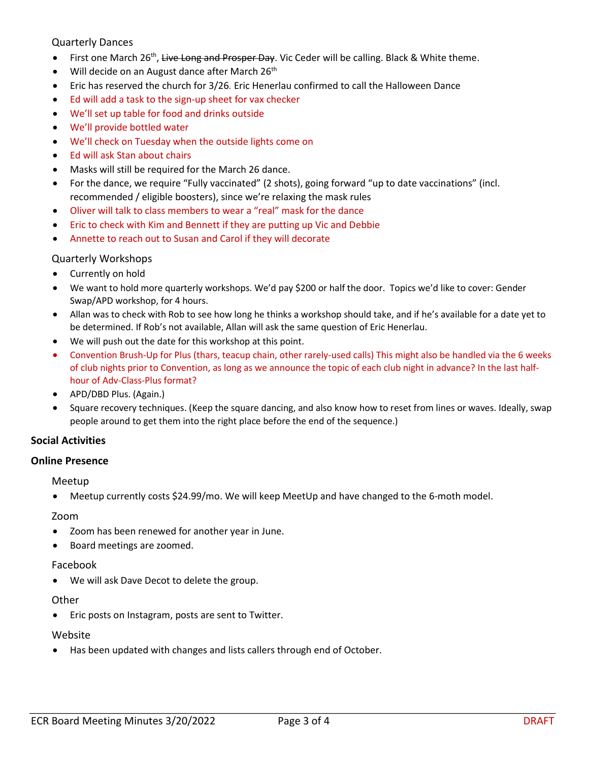### Quarterly Dances

- First one March 26th, ~~Live Long and Prosper Day~~. Vic Ceder will be calling. Black & White theme.
- Will decide on an August dance after March 26th
- Eric has reserved the church for 3/26. Eric Henerlau confirmed to call the Halloween Dance
- Ed will add a task to the sign-up sheet for vax checker
- We'll set up table for food and drinks outside
- We'll provide bottled water
- We'll check on Tuesday when the outside lights come on
- Ed will ask Stan about chairs
- Masks will still be required for the March 26 dance.
- For the dance, we require "Fully vaccinated" (2 shots), going forward "up to date vaccinations" (incl. recommended / eligible boosters), since we're relaxing the mask rules
- Oliver will talk to class members to wear a "real" mask for the dance
- Eric to check with Kim and Bennett if they are putting up Vic and Debbie
- Annette to reach out to Susan and Carol if they will decorate

### Quarterly Workshops

- Currently on hold
- We want to hold more quarterly workshops. We'd pay $200 or half the door. Topics we'd like to cover: Gender Swap/APD workshop, for 4 hours.
- Allan was to check with Rob to see how long he thinks a workshop should take, and if he's available for a date yet to be determined. If Rob's not available, Allan will ask the same question of Eric Henerlau.
- We will push out the date for this workshop at this point.
- Convention Brush-Up for Plus (thars, teacup chain, other rarely-used calls) This might also be handled via the 6 weeks of club nights prior to Convention, as long as we announce the topic of each club night in advance? In the last half-hour of Adv-Class-Plus format?
- APD/DBD Plus. (Again.)
- Square recovery techniques. (Keep the square dancing, and also know how to reset from lines or waves. Ideally, swap people around to get them into the right place before the end of the sequence.)

## Social Activities

## Online Presence

### Meetup

- Meetup currently costs $24.99/mo. We will keep MeetUp and have changed to the 6-moth model.

### Zoom

- Zoom has been renewed for another year in June.
- Board meetings are zoomed.

### Facebook

- We will ask Dave Decot to delete the group.

### Other

- Eric posts on Instagram, posts are sent to Twitter.

### Website

- Has been updated with changes and lists callers through end of October.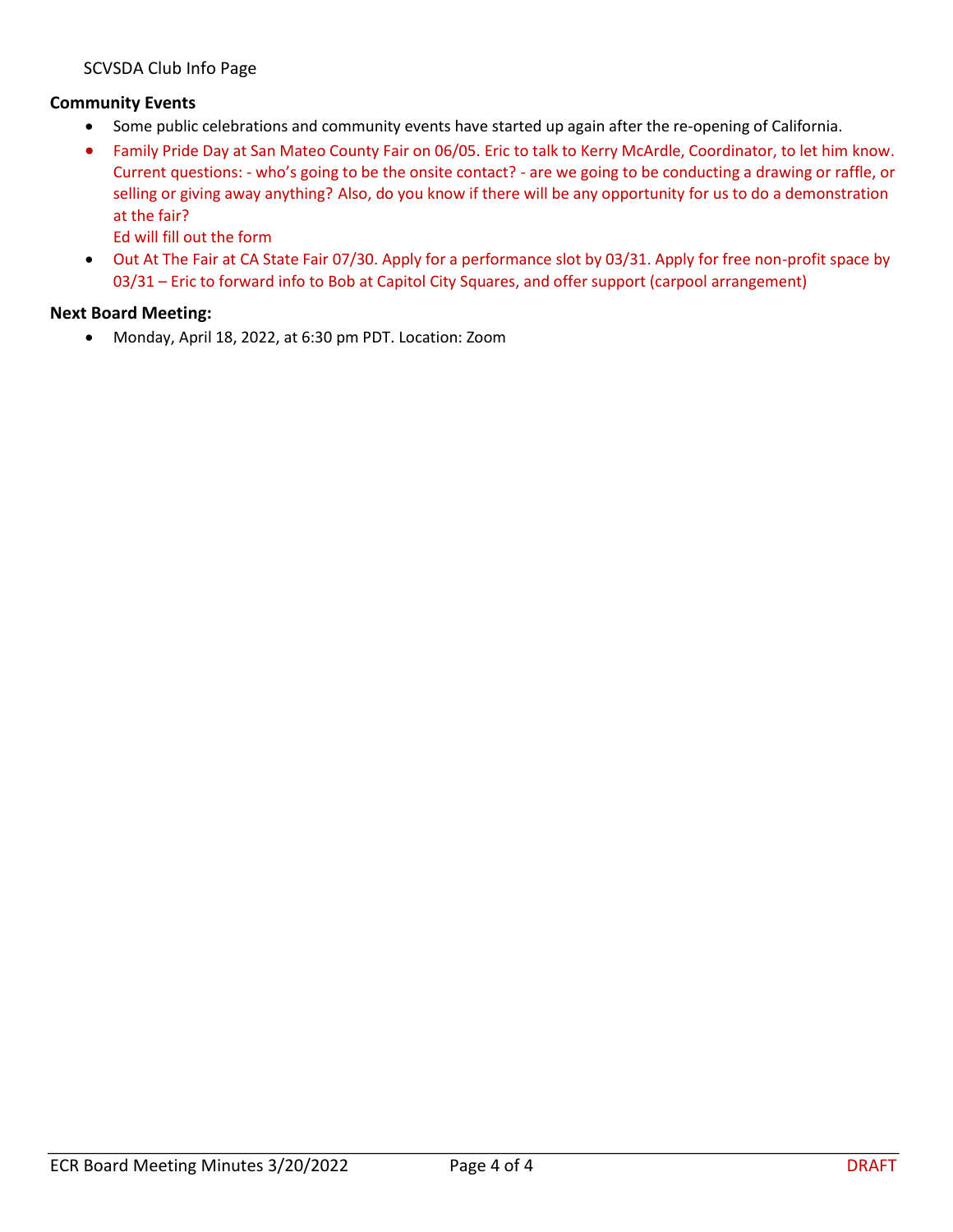SCVSDA Club Info Page

**Community Events**

- Some public celebrations and community events have started up again after the re-opening of California.
- Family Pride Day at San Mateo County Fair on 06/05. Eric to talk to Kerry McArdle, Coordinator, to let him know. Current questions: - who's going to be the onsite contact? - are we going to be conducting a drawing or raffle, or selling or giving away anything? Also, do you know if there will be any opportunity for us to do a demonstration at the fair?
  Ed will fill out the form
- Out At The Fair at CA State Fair 07/30. Apply for a performance slot by 03/31. Apply for free non-profit space by 03/31 – Eric to forward info to Bob at Capitol City Squares, and offer support (carpool arrangement)

**Next Board Meeting:**

- Monday, April 18, 2022, at 6:30 pm PDT. Location: Zoom